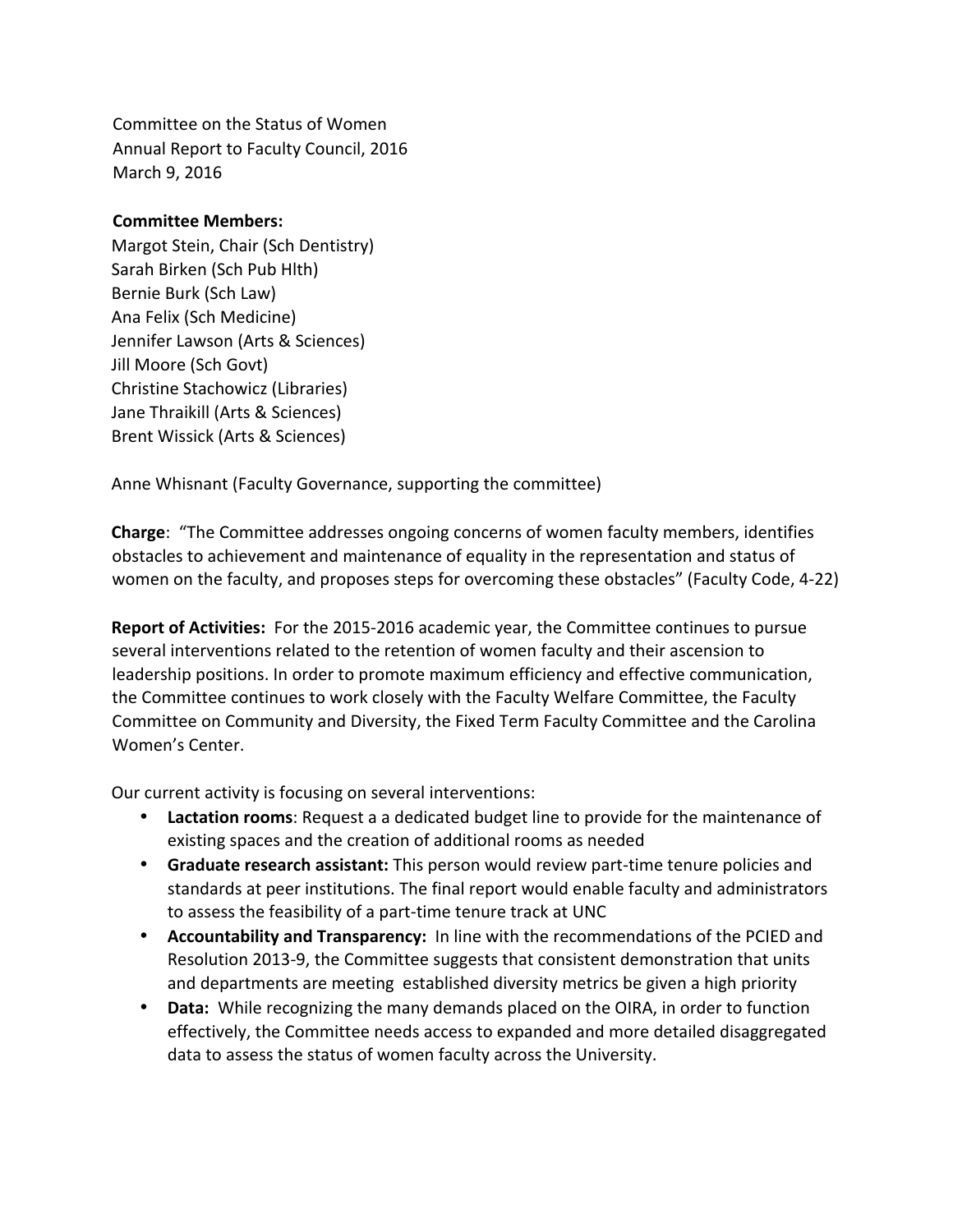Committee on the Status of Women
Annual Report to Faculty Council, 2016
March 9, 2016

**Committee Members:**
Margot Stein, Chair (Sch Dentistry)
Sarah Birken (Sch Pub Hlth)
Bernie Burk (Sch Law)
Ana Felix (Sch Medicine)
Jennifer Lawson (Arts & Sciences)
Jill Moore (Sch Govt)
Christine Stachowicz (Libraries)
Jane Thraikill (Arts & Sciences)
Brent Wissick (Arts & Sciences)

Anne Whisnant (Faculty Governance, supporting the committee)

**Charge**: "The Committee addresses ongoing concerns of women faculty members, identifies obstacles to achievement and maintenance of equality in the representation and status of women on the faculty, and proposes steps for overcoming these obstacles" (Faculty Code, 4-22)

**Report of Activities:** For the 2015-2016 academic year, the Committee continues to pursue several interventions related to the retention of women faculty and their ascension to leadership positions. In order to promote maximum efficiency and effective communication, the Committee continues to work closely with the Faculty Welfare Committee, the Faculty Committee on Community and Diversity, the Fixed Term Faculty Committee and the Carolina Women's Center.

Our current activity is focusing on several interventions:

- **Lactation rooms**: Request a a dedicated budget line to provide for the maintenance of existing spaces and the creation of additional rooms as needed
- **Graduate research assistant:** This person would review part-time tenure policies and standards at peer institutions. The final report would enable faculty and administrators to assess the feasibility of a part-time tenure track at UNC
- **Accountability and Transparency:** In line with the recommendations of the PCIED and Resolution 2013-9, the Committee suggests that consistent demonstration that units and departments are meeting established diversity metrics be given a high priority
- **Data:** While recognizing the many demands placed on the OIRA, in order to function effectively, the Committee needs access to expanded and more detailed disaggregated data to assess the status of women faculty across the University.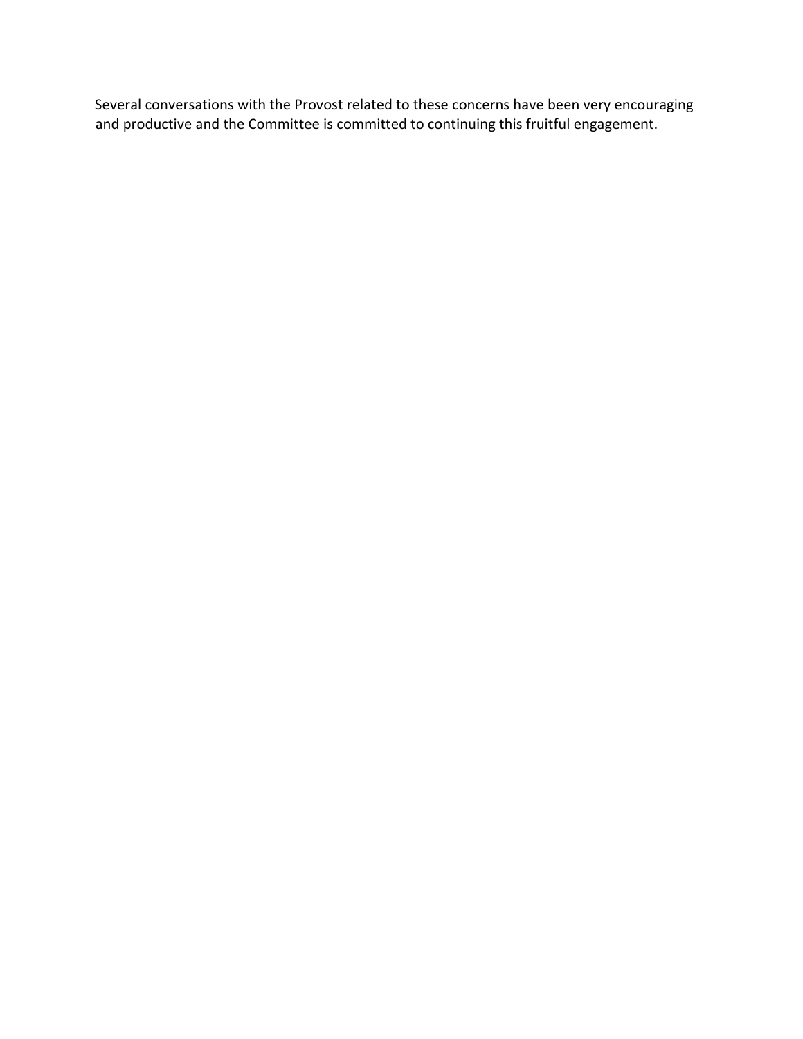Several conversations with the Provost related to these concerns have been very encouraging and productive and the Committee is committed to continuing this fruitful engagement.